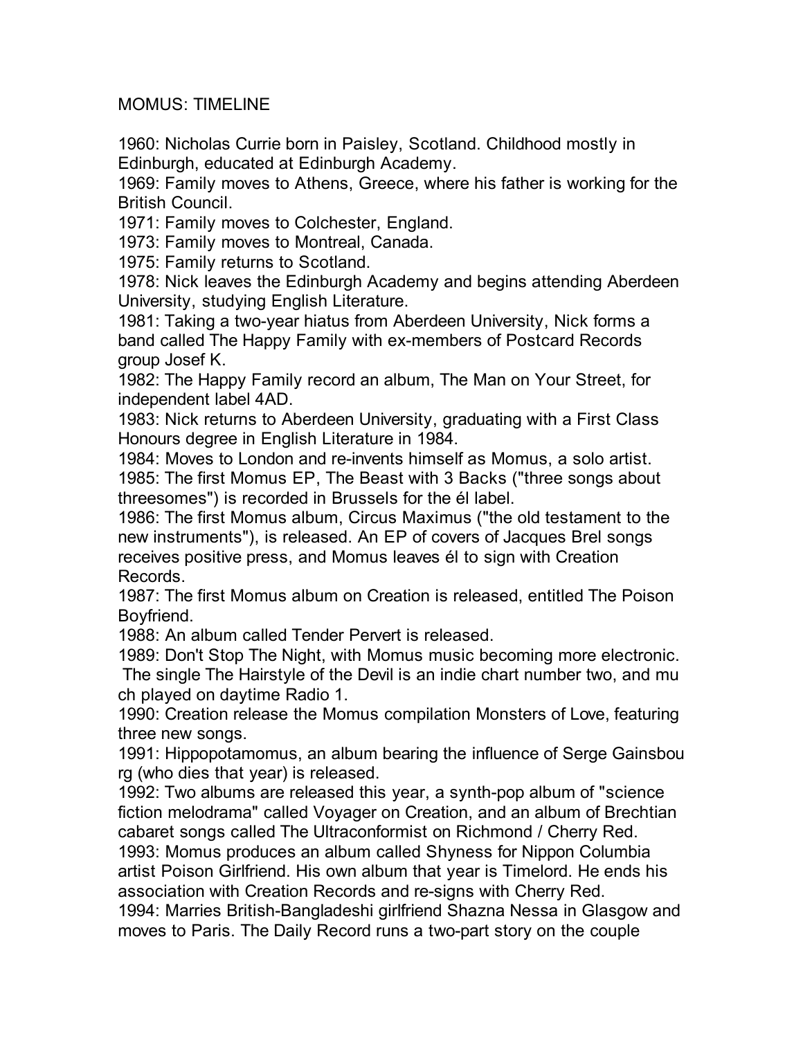# MOMUS: TIMELINE

1960: Nicholas Currie born in Paisley, Scotland. Childhood mostly in Edinburgh, educated at Edinburgh Academy.

1969: Family moves to Athens, Greece, where his father is working for the British Council.

1971: Family moves to Colchester, England.

1973: Family moves to Montreal, Canada.

1975: Family returns to Scotland.

1978: Nick leaves the Edinburgh Academy and begins attending Aberdeen University, studying English Literature.

1981: Taking a two-year hiatus from Aberdeen University, Nick forms a band called The Happy Family with ex-members of Postcard Records group Josef K.

1982: The Happy Family record an album, The Man on Your Street, for independent label 4AD.

1983: Nick returns to Aberdeen University, graduating with a First Class Honours degree in English Literature in 1984.

1984: Moves to London and re-invents himself as Momus, a solo artist.

1985: The first Momus EP, The Beast with 3 Backs ("three songs about threesomes") is recorded in Brussels for the él label.

1986: The first Momus album, Circus Maximus ("the old testament to the new instruments"), is released. An EP of covers of Jacques Brel songs receives positive press, and Momus leaves él to sign with Creation Records.

1987: The first Momus album on Creation is released, entitled The Poison Boyfriend.

1988: An album called Tender Pervert is released.

1989: Don't Stop The Night, with Momus music becoming more electronic. The single The Hairstyle of the Devil is an indie chart number two, and much played on daytime Radio 1.

1990: Creation release the Momus compilation Monsters of Love, featuring three new songs.

1991: Hippopotamomus, an album bearing the influence of Serge Gainsbourg (who dies that year) is released.

1992: Two albums are released this year, a synth-pop album of "science fiction melodrama" called Voyager on Creation, and an album of Brechtian cabaret songs called The Ultraconformist on Richmond / Cherry Red.

1993: Momus produces an album called Shyness for Nippon Columbia artist Poison Girlfriend. His own album that year is Timelord. He ends his association with Creation Records and re-signs with Cherry Red.

1994: Marries British-Bangladeshi girlfriend Shazna Nessa in Glasgow and moves to Paris. The Daily Record runs a two-part story on the couple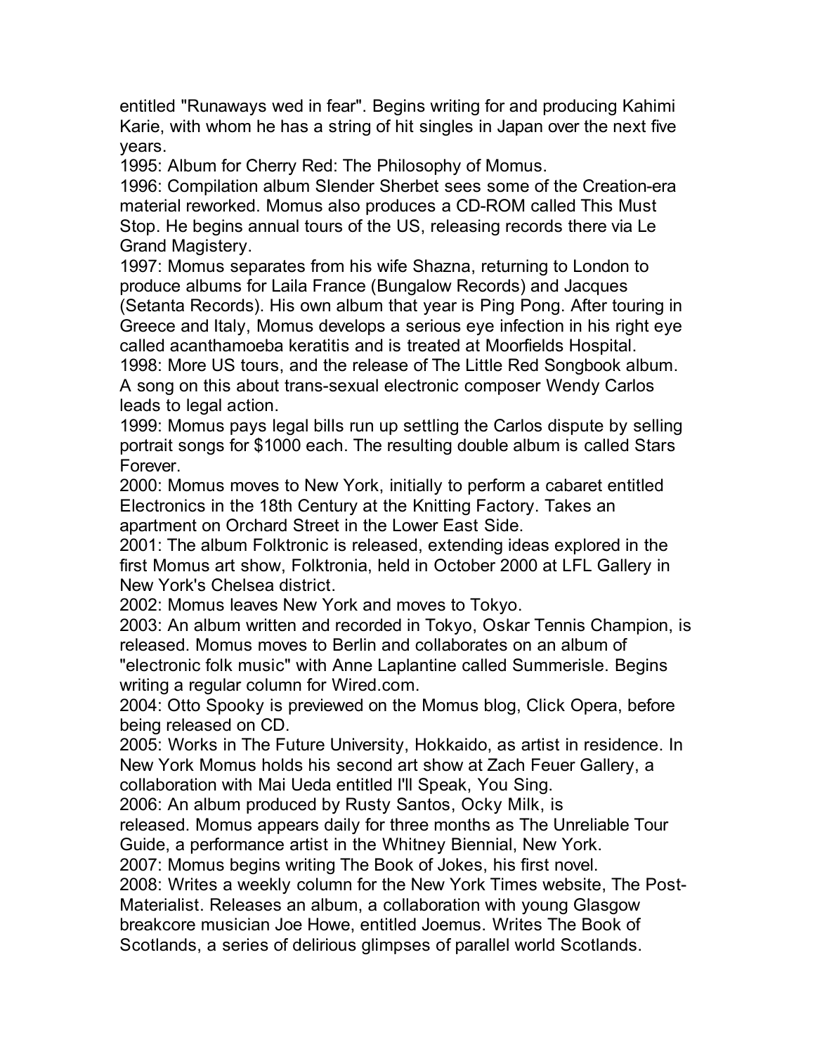entitled "Runaways wed in fear". Begins writing for and producing Kahimi Karie, with whom he has a string of hit singles in Japan over the next five years.

1995: Album for Cherry Red: The Philosophy of Momus.

1996: Compilation album Slender Sherbet sees some of the Creation-era material reworked. Momus also produces a CD-ROM called This Must Stop. He begins annual tours of the US, releasing records there via Le Grand Magistery.

1997: Momus separates from his wife Shazna, returning to London to produce albums for Laila France (Bungalow Records) and Jacques (Setanta Records). His own album that year is Ping Pong. After touring in Greece and Italy, Momus develops a serious eye infection in his right eye called acanthamoeba keratitis and is treated at Moorfields Hospital.

1998: More US tours, and the release of The Little Red Songbook album. A song on this about trans-sexual electronic composer Wendy Carlos leads to legal action.

1999: Momus pays legal bills run up settling the Carlos dispute by selling portrait songs for $1000 each. The resulting double album is called Stars Forever.

2000: Momus moves to New York, initially to perform a cabaret entitled Electronics in the 18th Century at the Knitting Factory. Takes an apartment on Orchard Street in the Lower East Side.

2001: The album Folktronic is released, extending ideas explored in the first Momus art show, Folktronia, held in October 2000 at LFL Gallery in New York's Chelsea district.

2002: Momus leaves New York and moves to Tokyo.

2003: An album written and recorded in Tokyo, Oskar Tennis Champion, is released. Momus moves to Berlin and collaborates on an album of "electronic folk music" with Anne Laplantine called Summerisle. Begins writing a regular column for Wired.com.

2004: Otto Spooky is previewed on the Momus blog, Click Opera, before being released on CD.

2005: Works in The Future University, Hokkaido, as artist in residence. In New York Momus holds his second art show at Zach Feuer Gallery, a collaboration with Mai Ueda entitled I'll Speak, You Sing.

2006: An album produced by Rusty Santos, Ocky Milk, is released. Momus appears daily for three months as The Unreliable Tour Guide, a performance artist in the Whitney Biennial, New York.

2007: Momus begins writing The Book of Jokes, his first novel.

2008: Writes a weekly column for the New York Times website, The Post-Materialist. Releases an album, a collaboration with young Glasgow breakcore musician Joe Howe, entitled Joemus. Writes The Book of Scotlands, a series of delirious glimpses of parallel world Scotlands.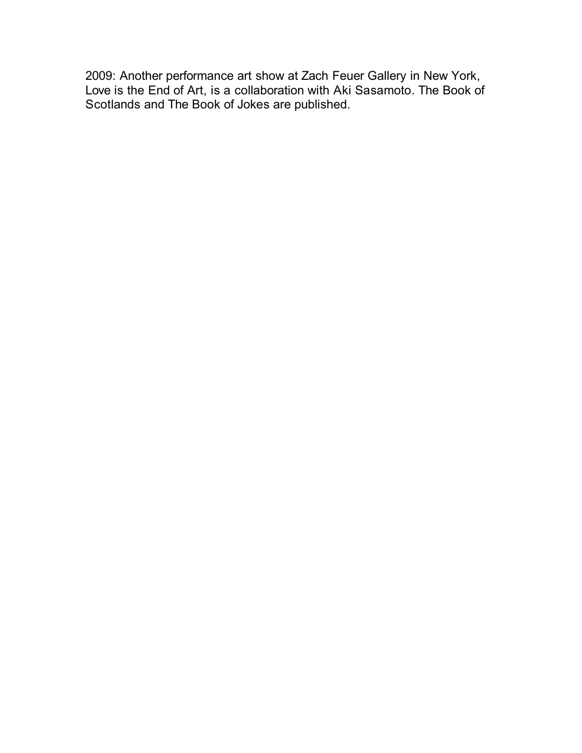2009: Another performance art show at Zach Feuer Gallery in New York, Love is the End of Art, is a collaboration with Aki Sasamoto. The Book of Scotlands and The Book of Jokes are published.